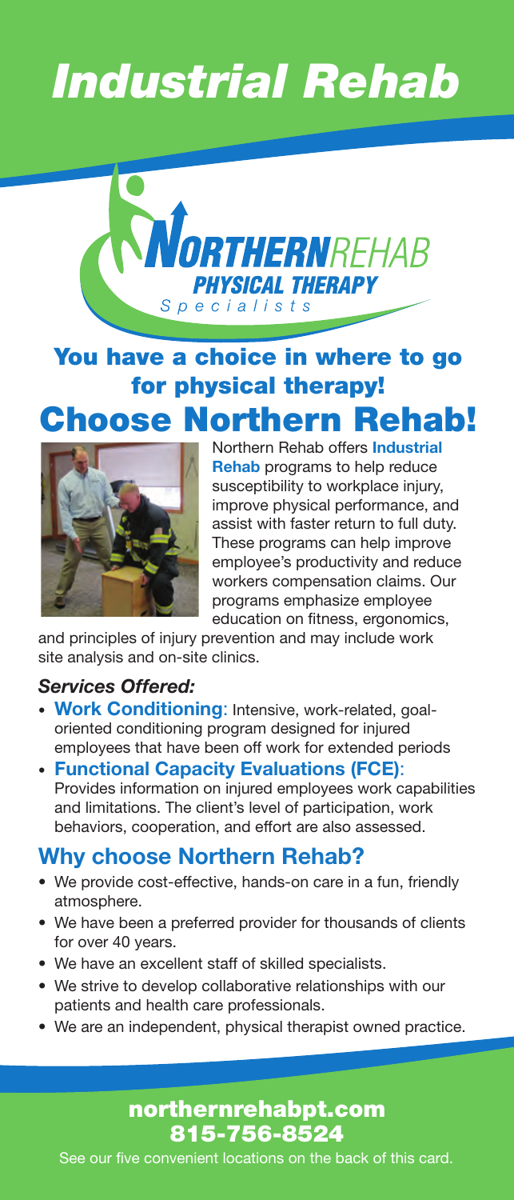# Industrial Rehab

**NORTHERN**REHAB
**PHYSICAL THERAPY**
*Specialists*

## You have a choice in where to go for physical therapy!

## Choose Northern Rehab!

Northern Rehab offers **Industrial Rehab** programs to help reduce susceptibility to workplace injury, improve physical performance, and assist with faster return to full duty. These programs can help improve employee's productivity and reduce workers compensation claims. Our programs emphasize employee education on fitness, ergonomics, and principles of injury prevention and may include work site analysis and on-site clinics.

### *Services Offered:*

- **Work Conditioning**: Intensive, work-related, goal-oriented conditioning program designed for injured employees that have been off work for extended periods
- **Functional Capacity Evaluations (FCE)**: Provides information on injured employees work capabilities and limitations. The client's level of participation, work behaviors, cooperation, and effort are also assessed.

## Why choose Northern Rehab?

- We provide cost-effective, hands-on care in a fun, friendly atmosphere.
- We have been a preferred provider for thousands of clients for over 40 years.
- We have an excellent staff of skilled specialists.
- We strive to develop collaborative relationships with our patients and health care professionals.
- We are an independent, physical therapist owned practice.

**northernrehabpt.com**
**815-756-8524**

See our five convenient locations on the back of this card.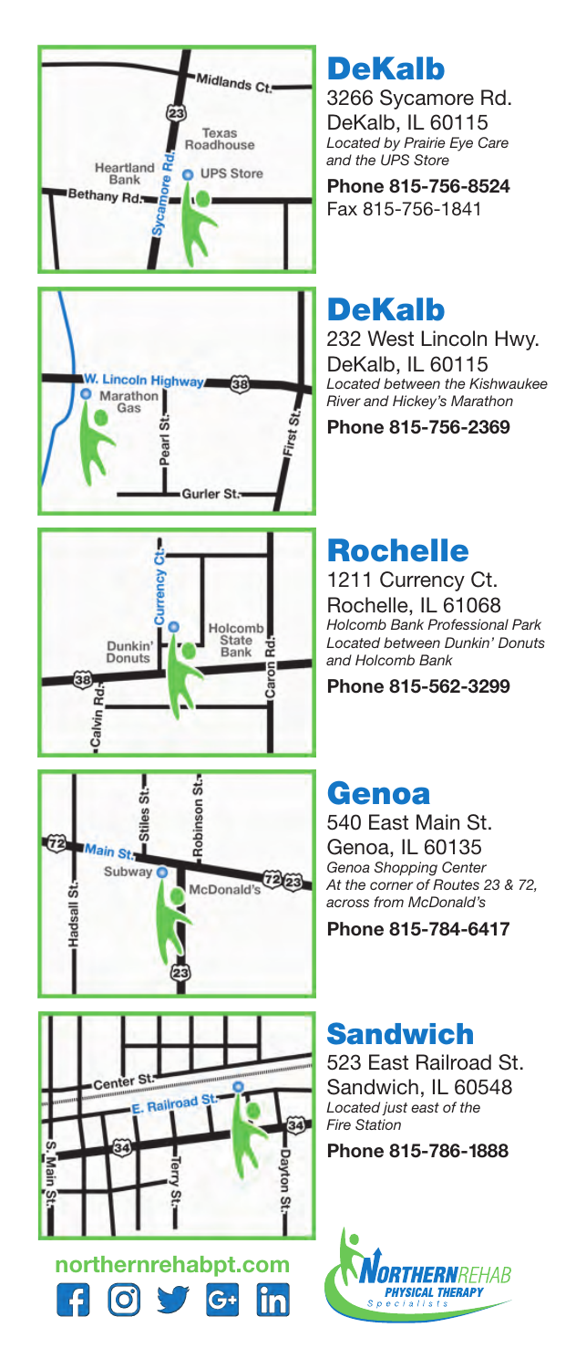## DeKalb

3266 Sycamore Rd.
DeKalb, IL 60115
*Located by Prairie Eye Care and the UPS Store*

**Phone 815-756-8524**
Fax 815-756-1841

## DeKalb

232 West Lincoln Hwy.
DeKalb, IL 60115
*Located between the Kishwaukee River and Hickey's Marathon*

**Phone 815-756-2369**

## Rochelle

1211 Currency Ct.
Rochelle, IL 61068
*Holcomb Bank Professional Park Located between Dunkin' Donuts and Holcomb Bank*

**Phone 815-562-3299**

## Genoa

540 East Main St.
Genoa, IL 60135
*Genoa Shopping Center At the corner of Routes 23 & 72, across from McDonald's*

**Phone 815-784-6417**

## Sandwich

523 East Railroad St.
Sandwich, IL 60548
*Located just east of the Fire Station*

**Phone 815-786-1888**

**northernrehabpt.com**

NORTHERNREHAB PHYSICAL THERAPY Specialists